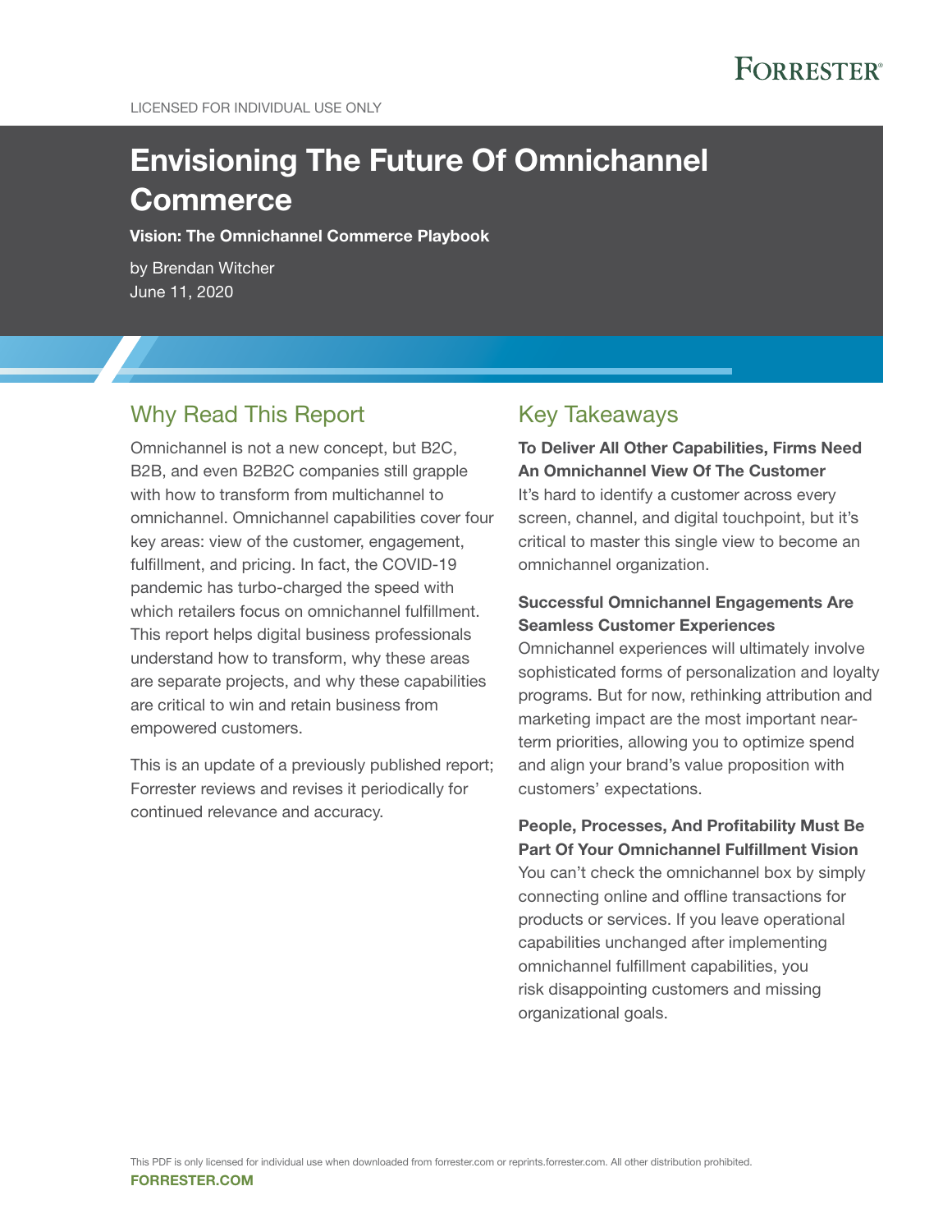LICENSED FOR INDIVIDUAL USE ONLY

# Envisioning The Future Of Omnichannel Commerce

**Vision: The Omnichannel Commerce Playbook**

by Brendan Witcher
June 11, 2020

## Why Read This Report

Omnichannel is not a new concept, but B2C, B2B, and even B2B2C companies still grapple with how to transform from multichannel to omnichannel. Omnichannel capabilities cover four key areas: view of the customer, engagement, fulfillment, and pricing. In fact, the COVID-19 pandemic has turbo-charged the speed with which retailers focus on omnichannel fulfillment. This report helps digital business professionals understand how to transform, why these areas are separate projects, and why these capabilities are critical to win and retain business from empowered customers.

This is an update of a previously published report; Forrester reviews and revises it periodically for continued relevance and accuracy.

## Key Takeaways

**To Deliver All Other Capabilities, Firms Need An Omnichannel View Of The Customer**
It's hard to identify a customer across every screen, channel, and digital touchpoint, but it's critical to master this single view to become an omnichannel organization.

**Successful Omnichannel Engagements Are Seamless Customer Experiences**
Omnichannel experiences will ultimately involve sophisticated forms of personalization and loyalty programs. But for now, rethinking attribution and marketing impact are the most important near-term priorities, allowing you to optimize spend and align your brand's value proposition with customers' expectations.

**People, Processes, And Profitability Must Be Part Of Your Omnichannel Fulfillment Vision**
You can't check the omnichannel box by simply connecting online and offline transactions for products or services. If you leave operational capabilities unchanged after implementing omnichannel fulfillment capabilities, you risk disappointing customers and missing organizational goals.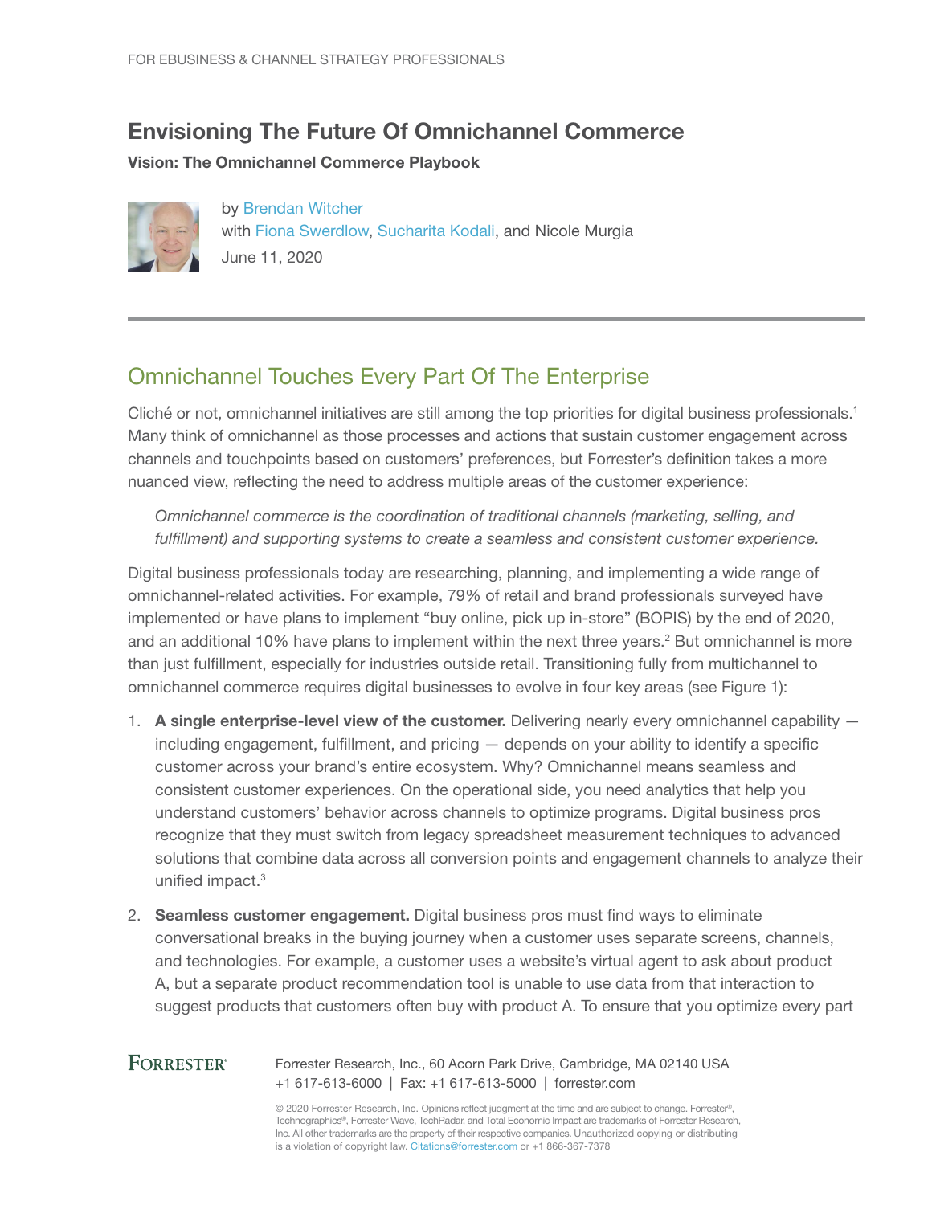FOR EBUSINESS & CHANNEL STRATEGY PROFESSIONALS

# Envisioning The Future Of Omnichannel Commerce

**Vision: The Omnichannel Commerce Playbook**

by Brendan Witcher
with Fiona Swerdlow, Sucharita Kodali, and Nicole Murgia
June 11, 2020

## Omnichannel Touches Every Part Of The Enterprise

Cliché or not, omnichannel initiatives are still among the top priorities for digital business professionals.[1] Many think of omnichannel as those processes and actions that sustain customer engagement across channels and touchpoints based on customers' preferences, but Forrester's definition takes a more nuanced view, reflecting the need to address multiple areas of the customer experience:

> *Omnichannel commerce is the coordination of traditional channels (marketing, selling, and fulfillment) and supporting systems to create a seamless and consistent customer experience.*

Digital business professionals today are researching, planning, and implementing a wide range of omnichannel-related activities. For example, 79% of retail and brand professionals surveyed have implemented or have plans to implement "buy online, pick up in-store" (BOPIS) by the end of 2020, and an additional 10% have plans to implement within the next three years.[2] But omnichannel is more than just fulfillment, especially for industries outside retail. Transitioning fully from multichannel to omnichannel commerce requires digital businesses to evolve in four key areas (see Figure 1):

1. **A single enterprise-level view of the customer.** Delivering nearly every omnichannel capability — including engagement, fulfillment, and pricing — depends on your ability to identify a specific customer across your brand's entire ecosystem. Why? Omnichannel means seamless and consistent customer experiences. On the operational side, you need analytics that help you understand customers' behavior across channels to optimize programs. Digital business pros recognize that they must switch from legacy spreadsheet measurement techniques to advanced solutions that combine data across all conversion points and engagement channels to analyze their unified impact.[3]

2. **Seamless customer engagement.** Digital business pros must find ways to eliminate conversational breaks in the buying journey when a customer uses separate screens, channels, and technologies. For example, a customer uses a website's virtual agent to ask about product A, but a separate product recommendation tool is unable to use data from that interaction to suggest products that customers often buy with product A. To ensure that you optimize every part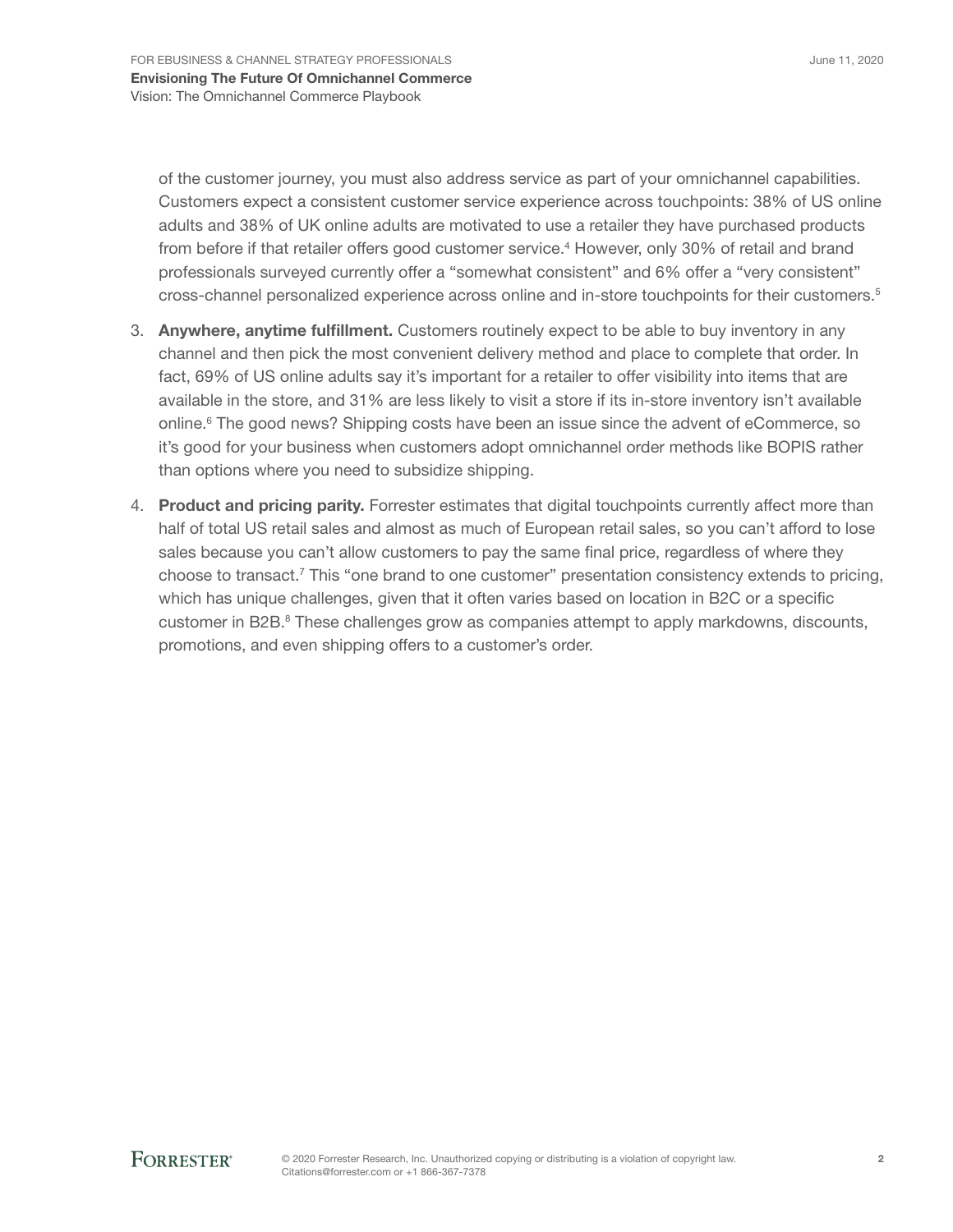of the customer journey, you must also address service as part of your omnichannel capabilities. Customers expect a consistent customer service experience across touchpoints: 38% of US online adults and 38% of UK online adults are motivated to use a retailer they have purchased products from before if that retailer offers good customer service.[4] However, only 30% of retail and brand professionals surveyed currently offer a "somewhat consistent" and 6% offer a "very consistent" cross-channel personalized experience across online and in-store touchpoints for their customers.[5]

3. **Anywhere, anytime fulfillment.** Customers routinely expect to be able to buy inventory in any channel and then pick the most convenient delivery method and place to complete that order. In fact, 69% of US online adults say it's important for a retailer to offer visibility into items that are available in the store, and 31% are less likely to visit a store if its in-store inventory isn't available online.[6] The good news? Shipping costs have been an issue since the advent of eCommerce, so it's good for your business when customers adopt omnichannel order methods like BOPIS rather than options where you need to subsidize shipping.

4. **Product and pricing parity.** Forrester estimates that digital touchpoints currently affect more than half of total US retail sales and almost as much of European retail sales, so you can't afford to lose sales because you can't allow customers to pay the same final price, regardless of where they choose to transact.[7] This "one brand to one customer" presentation consistency extends to pricing, which has unique challenges, given that it often varies based on location in B2C or a specific customer in B2B.[8] These challenges grow as companies attempt to apply markdowns, discounts, promotions, and even shipping offers to a customer's order.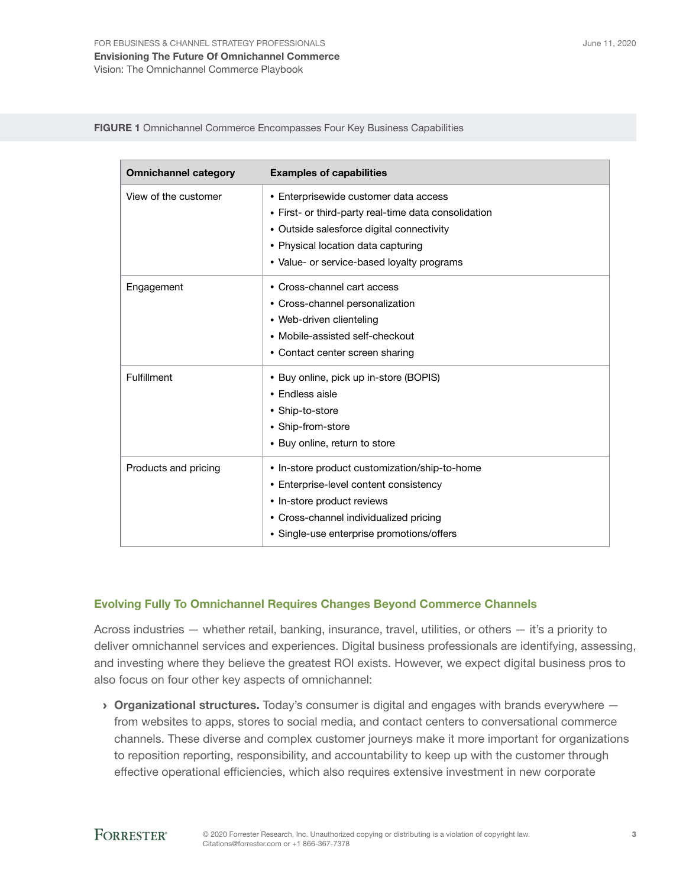**FIGURE 1** Omnichannel Commerce Encompasses Four Key Business Capabilities

| Omnichannel category | Examples of capabilities |
| --- | --- |
| View of the customer | • Enterprisewide customer data access<br>• First- or third-party real-time data consolidation<br>• Outside salesforce digital connectivity<br>• Physical location data capturing<br>• Value- or service-based loyalty programs |
| Engagement | • Cross-channel cart access<br>• Cross-channel personalization<br>• Web-driven clienteling<br>• Mobile-assisted self-checkout<br>• Contact center screen sharing |
| Fulfillment | • Buy online, pick up in-store (BOPIS)<br>• Endless aisle<br>• Ship-to-store<br>• Ship-from-store<br>• Buy online, return to store |
| Products and pricing | • In-store product customization/ship-to-home<br>• Enterprise-level content consistency<br>• In-store product reviews<br>• Cross-channel individualized pricing<br>• Single-use enterprise promotions/offers |

## Evolving Fully To Omnichannel Requires Changes Beyond Commerce Channels

Across industries — whether retail, banking, insurance, travel, utilities, or others — it's a priority to deliver omnichannel services and experiences. Digital business professionals are identifying, assessing, and investing where they believe the greatest ROI exists. However, we expect digital business pros to also focus on four other key aspects of omnichannel:

- **Organizational structures.** Today's consumer is digital and engages with brands everywhere — from websites to apps, stores to social media, and contact centers to conversational commerce channels. These diverse and complex customer journeys make it more important for organizations to reposition reporting, responsibility, and accountability to keep up with the customer through effective operational efficiencies, which also requires extensive investment in new corporate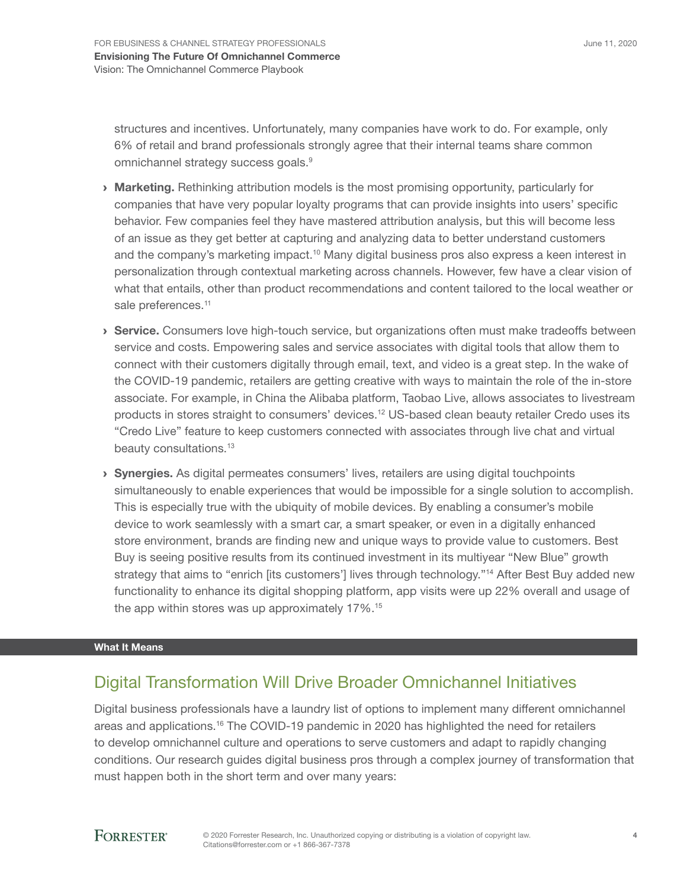structures and incentives. Unfortunately, many companies have work to do. For example, only 6% of retail and brand professionals strongly agree that their internal teams share common omnichannel strategy success goals.[9]

- **Marketing.** Rethinking attribution models is the most promising opportunity, particularly for companies that have very popular loyalty programs that can provide insights into users' specific behavior. Few companies feel they have mastered attribution analysis, but this will become less of an issue as they get better at capturing and analyzing data to better understand customers and the company's marketing impact.[10] Many digital business pros also express a keen interest in personalization through contextual marketing across channels. However, few have a clear vision of what that entails, other than product recommendations and content tailored to the local weather or sale preferences.[11]

- **Service.** Consumers love high-touch service, but organizations often must make tradeoffs between service and costs. Empowering sales and service associates with digital tools that allow them to connect with their customers digitally through email, text, and video is a great step. In the wake of the COVID-19 pandemic, retailers are getting creative with ways to maintain the role of the in-store associate. For example, in China the Alibaba platform, Taobao Live, allows associates to livestream products in stores straight to consumers' devices.[12] US-based clean beauty retailer Credo uses its "Credo Live" feature to keep customers connected with associates through live chat and virtual beauty consultations.[13]

- **Synergies.** As digital permeates consumers' lives, retailers are using digital touchpoints simultaneously to enable experiences that would be impossible for a single solution to accomplish. This is especially true with the ubiquity of mobile devices. By enabling a consumer's mobile device to work seamlessly with a smart car, a smart speaker, or even in a digitally enhanced store environment, brands are finding new and unique ways to provide value to customers. Best Buy is seeing positive results from its continued investment in its multiyear "New Blue" growth strategy that aims to "enrich [its customers'] lives through technology."[14] After Best Buy added new functionality to enhance its digital shopping platform, app visits were up 22% overall and usage of the app within stores was up approximately 17%.[15]

**What It Means**

## Digital Transformation Will Drive Broader Omnichannel Initiatives

Digital business professionals have a laundry list of options to implement many different omnichannel areas and applications.[16] The COVID-19 pandemic in 2020 has highlighted the need for retailers to develop omnichannel culture and operations to serve customers and adapt to rapidly changing conditions. Our research guides digital business pros through a complex journey of transformation that must happen both in the short term and over many years: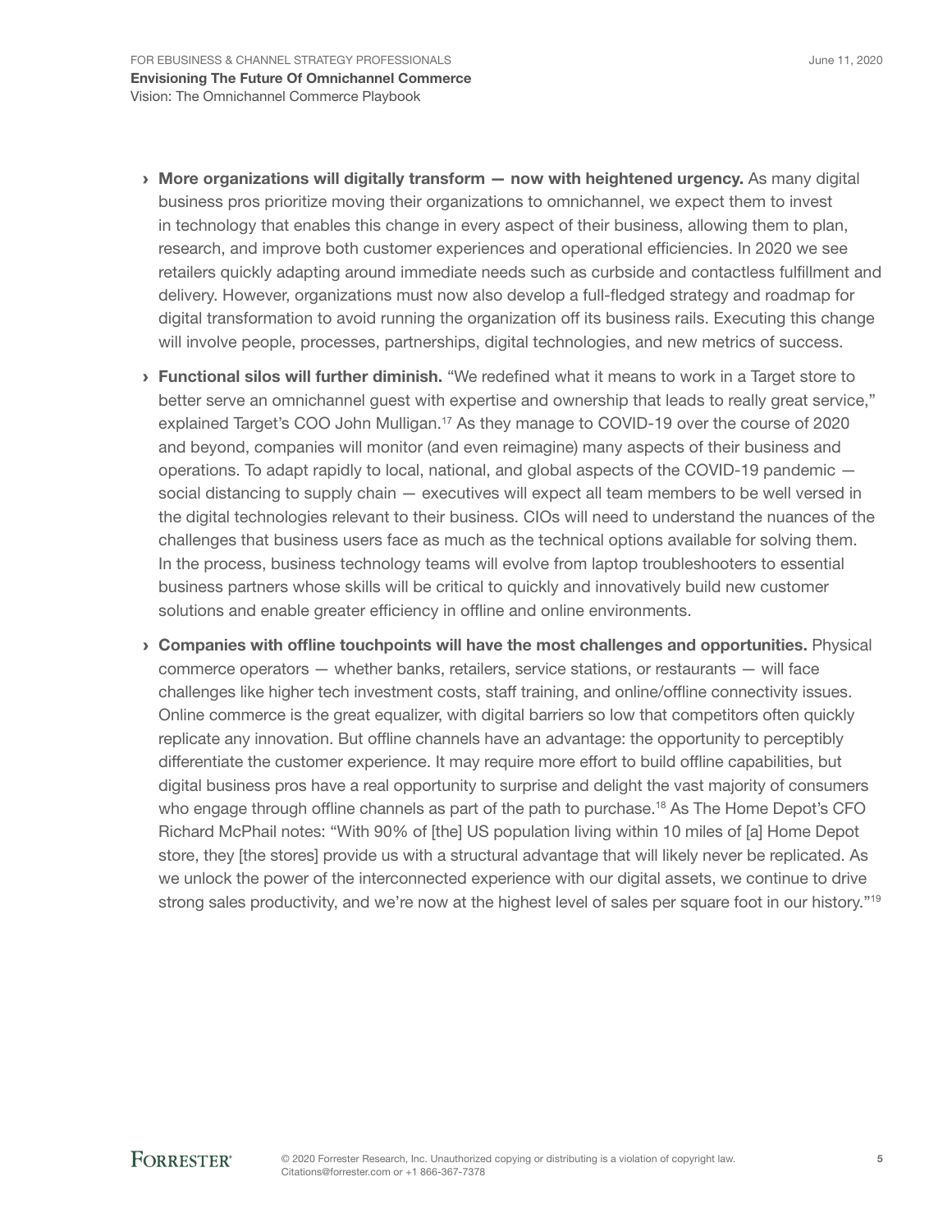- **More organizations will digitally transform — now with heightened urgency.** As many digital business pros prioritize moving their organizations to omnichannel, we expect them to invest in technology that enables this change in every aspect of their business, allowing them to plan, research, and improve both customer experiences and operational efficiencies. In 2020 we see retailers quickly adapting around immediate needs such as curbside and contactless fulfillment and delivery. However, organizations must now also develop a full-fledged strategy and roadmap for digital transformation to avoid running the organization off its business rails. Executing this change will involve people, processes, partnerships, digital technologies, and new metrics of success.

- **Functional silos will further diminish.** "We redefined what it means to work in a Target store to better serve an omnichannel guest with expertise and ownership that leads to really great service," explained Target's COO John Mulligan.[17] As they manage to COVID-19 over the course of 2020 and beyond, companies will monitor (and even reimagine) many aspects of their business and operations. To adapt rapidly to local, national, and global aspects of the COVID-19 pandemic — social distancing to supply chain — executives will expect all team members to be well versed in the digital technologies relevant to their business. CIOs will need to understand the nuances of the challenges that business users face as much as the technical options available for solving them. In the process, business technology teams will evolve from laptop troubleshooters to essential business partners whose skills will be critical to quickly and innovatively build new customer solutions and enable greater efficiency in offline and online environments.

- **Companies with offline touchpoints will have the most challenges and opportunities.** Physical commerce operators — whether banks, retailers, service stations, or restaurants — will face challenges like higher tech investment costs, staff training, and online/offline connectivity issues. Online commerce is the great equalizer, with digital barriers so low that competitors often quickly replicate any innovation. But offline channels have an advantage: the opportunity to perceptibly differentiate the customer experience. It may require more effort to build offline capabilities, but digital business pros have a real opportunity to surprise and delight the vast majority of consumers who engage through offline channels as part of the path to purchase.[18] As The Home Depot's CFO Richard McPhail notes: "With 90% of [the] US population living within 10 miles of [a] Home Depot store, they [the stores] provide us with a structural advantage that will likely never be replicated. As we unlock the power of the interconnected experience with our digital assets, we continue to drive strong sales productivity, and we're now at the highest level of sales per square foot in our history."[19]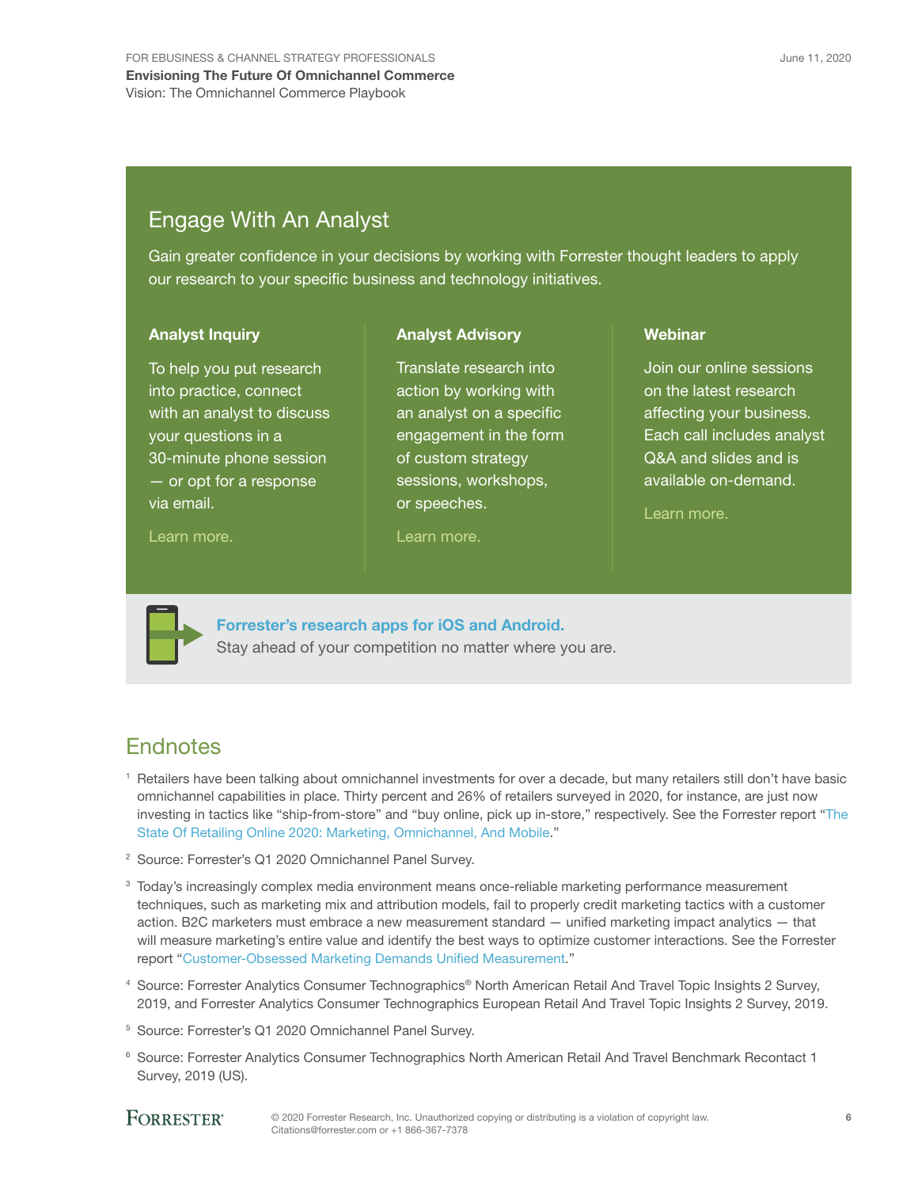## Engage With An Analyst

Gain greater confidence in your decisions by working with Forrester thought leaders to apply our research to your specific business and technology initiatives.

### Analyst Inquiry

To help you put research into practice, connect with an analyst to discuss your questions in a 30-minute phone session — or opt for a response via email.

Learn more.

### Analyst Advisory

Translate research into action by working with an analyst on a specific engagement in the form of custom strategy sessions, workshops, or speeches.

Learn more.

### Webinar

Join our online sessions on the latest research affecting your business. Each call includes analyst Q&A and slides and is available on-demand.

Learn more.

**Forrester's research apps for iOS and Android.**
Stay ahead of your competition no matter where you are.

## Endnotes

[1] Retailers have been talking about omnichannel investments for over a decade, but many retailers still don't have basic omnichannel capabilities in place. Thirty percent and 26% of retailers surveyed in 2020, for instance, are just now investing in tactics like "ship-from-store" and "buy online, pick up in-store," respectively. See the Forrester report "The State Of Retailing Online 2020: Marketing, Omnichannel, And Mobile."

[2] Source: Forrester's Q1 2020 Omnichannel Panel Survey.

[3] Today's increasingly complex media environment means once-reliable marketing performance measurement techniques, such as marketing mix and attribution models, fail to properly credit marketing tactics with a customer action. B2C marketers must embrace a new measurement standard — unified marketing impact analytics — that will measure marketing's entire value and identify the best ways to optimize customer interactions. See the Forrester report "Customer-Obsessed Marketing Demands Unified Measurement."

[4] Source: Forrester Analytics Consumer Technographics® North American Retail And Travel Topic Insights 2 Survey, 2019, and Forrester Analytics Consumer Technographics European Retail And Travel Topic Insights 2 Survey, 2019.

[5] Source: Forrester's Q1 2020 Omnichannel Panel Survey.

[6] Source: Forrester Analytics Consumer Technographics North American Retail And Travel Benchmark Recontact 1 Survey, 2019 (US).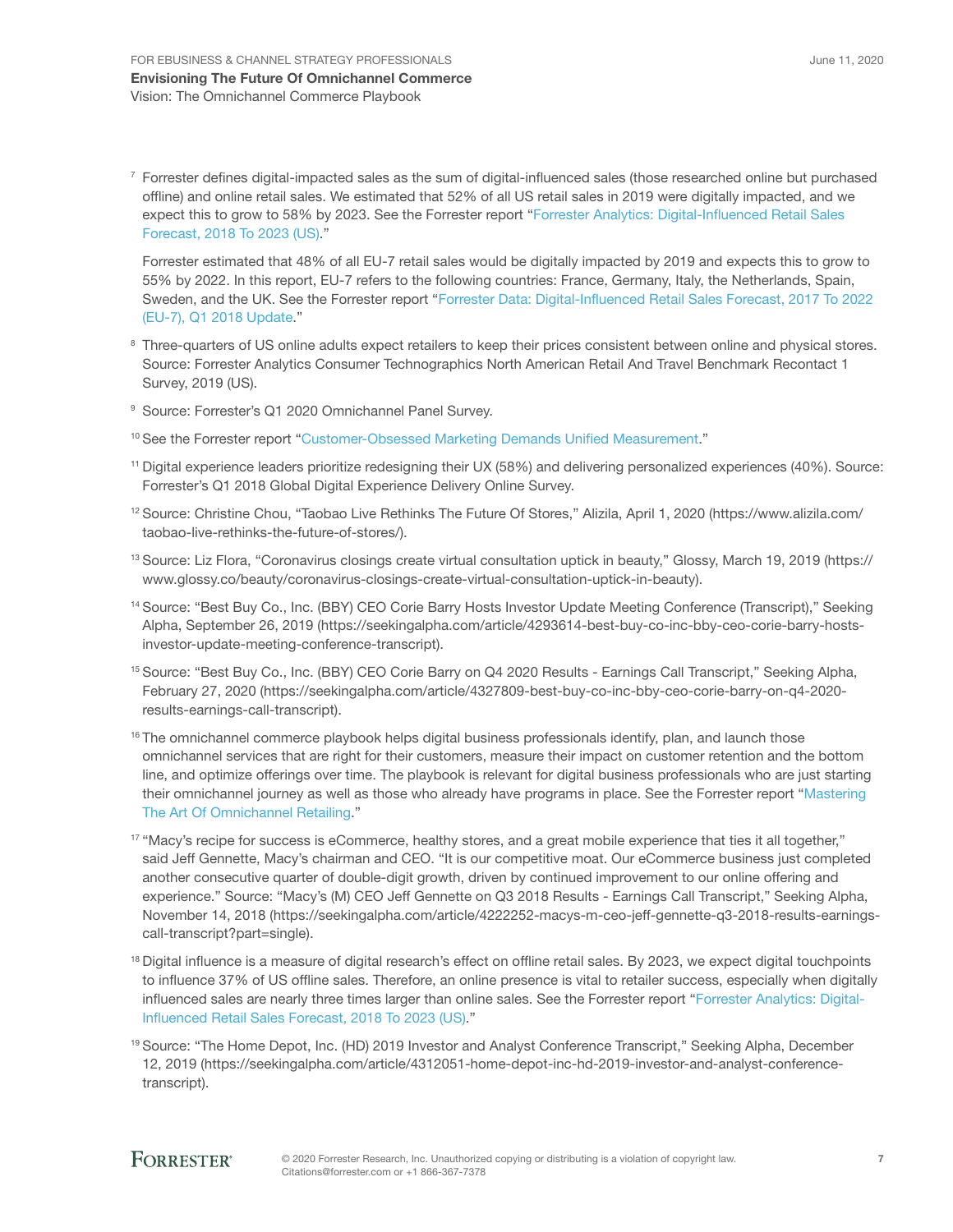[7] Forrester defines digital-impacted sales as the sum of digital-influenced sales (those researched online but purchased offline) and online retail sales. We estimated that 52% of all US retail sales in 2019 were digitally impacted, and we expect this to grow to 58% by 2023. See the Forrester report "Forrester Analytics: Digital-Influenced Retail Sales Forecast, 2018 To 2023 (US)."

Forrester estimated that 48% of all EU-7 retail sales would be digitally impacted by 2019 and expects this to grow to 55% by 2022. In this report, EU-7 refers to the following countries: France, Germany, Italy, the Netherlands, Spain, Sweden, and the UK. See the Forrester report "Forrester Data: Digital-Influenced Retail Sales Forecast, 2017 To 2022 (EU-7), Q1 2018 Update."

[8] Three-quarters of US online adults expect retailers to keep their prices consistent between online and physical stores. Source: Forrester Analytics Consumer Technographics North American Retail And Travel Benchmark Recontact 1 Survey, 2019 (US).

[9] Source: Forrester's Q1 2020 Omnichannel Panel Survey.

[10] See the Forrester report "Customer-Obsessed Marketing Demands Unified Measurement."

[11] Digital experience leaders prioritize redesigning their UX (58%) and delivering personalized experiences (40%). Source: Forrester's Q1 2018 Global Digital Experience Delivery Online Survey.

[12] Source: Christine Chou, "Taobao Live Rethinks The Future Of Stores," Alizila, April 1, 2020 (https://www.alizila.com/taobao-live-rethinks-the-future-of-stores/).

[13] Source: Liz Flora, "Coronavirus closings create virtual consultation uptick in beauty," Glossy, March 19, 2019 (https://www.glossy.co/beauty/coronavirus-closings-create-virtual-consultation-uptick-in-beauty).

[14] Source: "Best Buy Co., Inc. (BBY) CEO Corie Barry Hosts Investor Update Meeting Conference (Transcript)," Seeking Alpha, September 26, 2019 (https://seekingalpha.com/article/4293614-best-buy-co-inc-bby-ceo-corie-barry-hosts-investor-update-meeting-conference-transcript).

[15] Source: "Best Buy Co., Inc. (BBY) CEO Corie Barry on Q4 2020 Results - Earnings Call Transcript," Seeking Alpha, February 27, 2020 (https://seekingalpha.com/article/4327809-best-buy-co-inc-bby-ceo-corie-barry-on-q4-2020-results-earnings-call-transcript).

[16] The omnichannel commerce playbook helps digital business professionals identify, plan, and launch those omnichannel services that are right for their customers, measure their impact on customer retention and the bottom line, and optimize offerings over time. The playbook is relevant for digital business professionals who are just starting their omnichannel journey as well as those who already have programs in place. See the Forrester report "Mastering The Art Of Omnichannel Retailing."

[17] "Macy's recipe for success is eCommerce, healthy stores, and a great mobile experience that ties it all together," said Jeff Gennette, Macy's chairman and CEO. "It is our competitive moat. Our eCommerce business just completed another consecutive quarter of double-digit growth, driven by continued improvement to our online offering and experience." Source: "Macy's (M) CEO Jeff Gennette on Q3 2018 Results - Earnings Call Transcript," Seeking Alpha, November 14, 2018 (https://seekingalpha.com/article/4222252-macys-m-ceo-jeff-gennette-q3-2018-results-earnings-call-transcript?part=single).

[18] Digital influence is a measure of digital research's effect on offline retail sales. By 2023, we expect digital touchpoints to influence 37% of US offline sales. Therefore, an online presence is vital to retailer success, especially when digitally influenced sales are nearly three times larger than online sales. See the Forrester report "Forrester Analytics: Digital-Influenced Retail Sales Forecast, 2018 To 2023 (US)."

[19] Source: "The Home Depot, Inc. (HD) 2019 Investor and Analyst Conference Transcript," Seeking Alpha, December 12, 2019 (https://seekingalpha.com/article/4312051-home-depot-inc-hd-2019-investor-and-analyst-conference-transcript).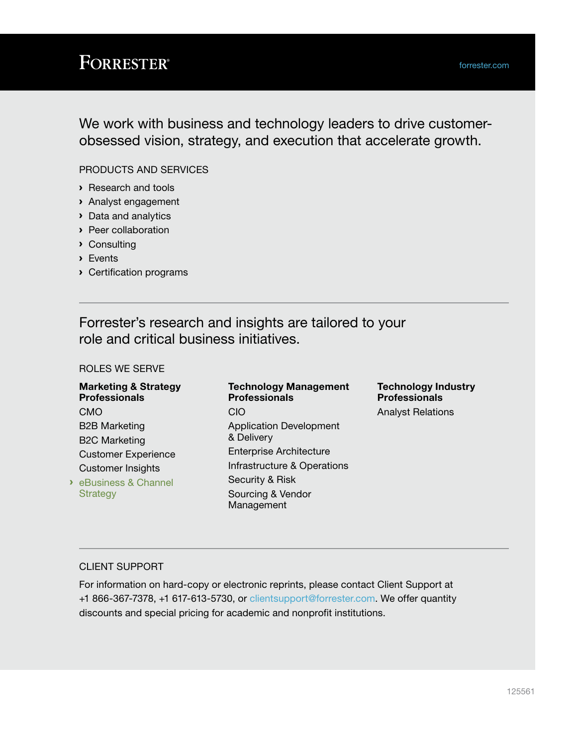FORRESTER®

forrester.com

We work with business and technology leaders to drive customer-obsessed vision, strategy, and execution that accelerate growth.

PRODUCTS AND SERVICES

- Research and tools
- Analyst engagement
- Data and analytics
- Peer collaboration
- Consulting
- Events
- Certification programs

---

Forrester's research and insights are tailored to your role and critical business initiatives.

ROLES WE SERVE

**Marketing & Strategy Professionals**

CMO
B2B Marketing
B2C Marketing
Customer Experience
Customer Insights
› eBusiness & Channel Strategy

**Technology Management Professionals**

CIO
Application Development & Delivery
Enterprise Architecture
Infrastructure & Operations
Security & Risk
Sourcing & Vendor Management

**Technology Industry Professionals**

Analyst Relations

---

CLIENT SUPPORT

For information on hard-copy or electronic reprints, please contact Client Support at +1 866-367-7378, +1 617-613-5730, or clientsupport@forrester.com. We offer quantity discounts and special pricing for academic and nonprofit institutions.

125561